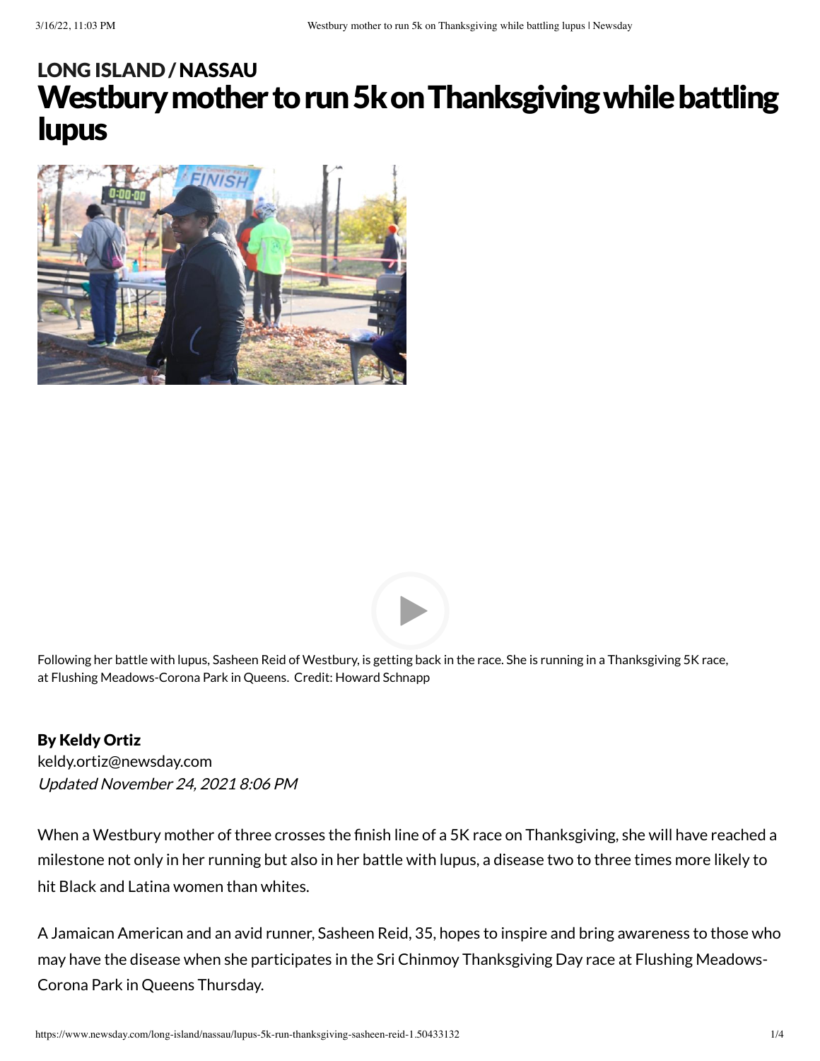LONG ISLAND / NASSAU

# Westbury mother to run 5k on Thanksgiving while battling lupus

Following her battle with lupus, Sasheen Reid of Westbury, is getting back in the race. She is running in a Thanksgiving 5K race, at Flushing Meadows-Corona Park in Queens. Credit: Howard Schnapp

**By Keldy Ortiz**
keldy.ortiz@newsday.com
*Updated November 24, 2021 8:06 PM*

When a Westbury mother of three crosses the finish line of a 5K race on Thanksgiving, she will have reached a milestone not only in her running but also in her battle with lupus, a disease two to three times more likely to hit Black and Latina women than whites.

A Jamaican American and an avid runner, Sasheen Reid, 35, hopes to inspire and bring awareness to those who may have the disease when she participates in the Sri Chinmoy Thanksgiving Day race at Flushing Meadows-Corona Park in Queens Thursday.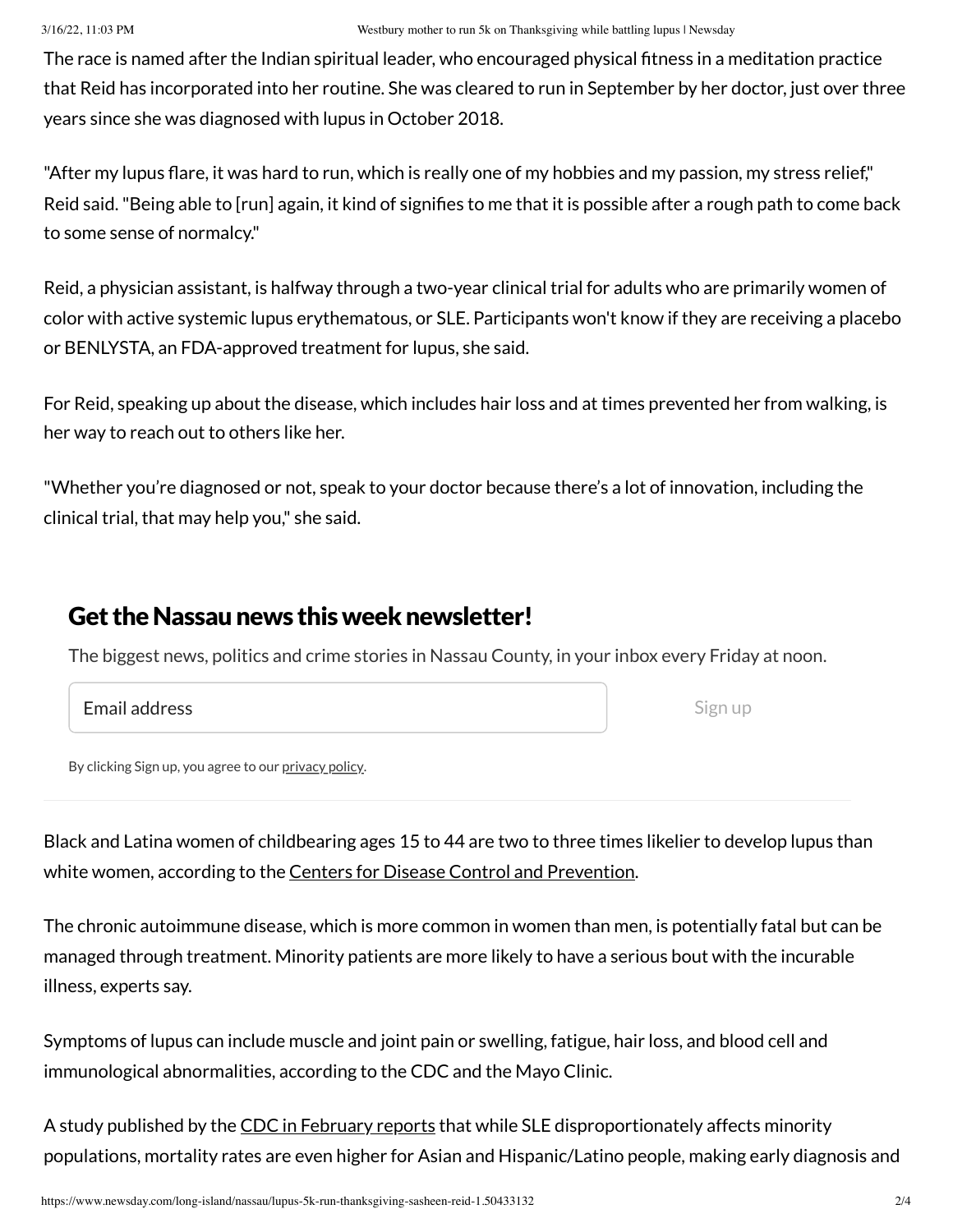The race is named after the Indian spiritual leader, who encouraged physical fitness in a meditation practice that Reid has incorporated into her routine. She was cleared to run in September by her doctor, just over three years since she was diagnosed with lupus in October 2018.

"After my lupus flare, it was hard to run, which is really one of my hobbies and my passion, my stress relief," Reid said. "Being able to [run] again, it kind of signifies to me that it is possible after a rough path to come back to some sense of normalcy."

Reid, a physician assistant, is halfway through a two-year clinical trial for adults who are primarily women of color with active systemic lupus erythematosus, or SLE. Participants won't know if they are receiving a placebo or BENLYSTA, an FDA-approved treatment for lupus, she said.

For Reid, speaking up about the disease, which includes hair loss and at times prevented her from walking, is her way to reach out to others like her.

"Whether you're diagnosed or not, speak to your doctor because there's a lot of innovation, including the clinical trial, that may help you," she said.

## Get the Nassau news this week newsletter!

The biggest news, politics and crime stories in Nassau County, in your inbox every Friday at noon.

Email address

Sign up

By clicking Sign up, you agree to our privacy policy.

Black and Latina women of childbearing ages 15 to 44 are two to three times likelier to develop lupus than white women, according to the Centers for Disease Control and Prevention.

The chronic autoimmune disease, which is more common in women than men, is potentially fatal but can be managed through treatment. Minority patients are more likely to have a serious bout with the incurable illness, experts say.

Symptoms of lupus can include muscle and joint pain or swelling, fatigue, hair loss, and blood cell and immunological abnormalities, according to the CDC and the Mayo Clinic.

A study published by the CDC in February reports that while SLE disproportionately affects minority populations, mortality rates are even higher for Asian and Hispanic/Latino people, making early diagnosis and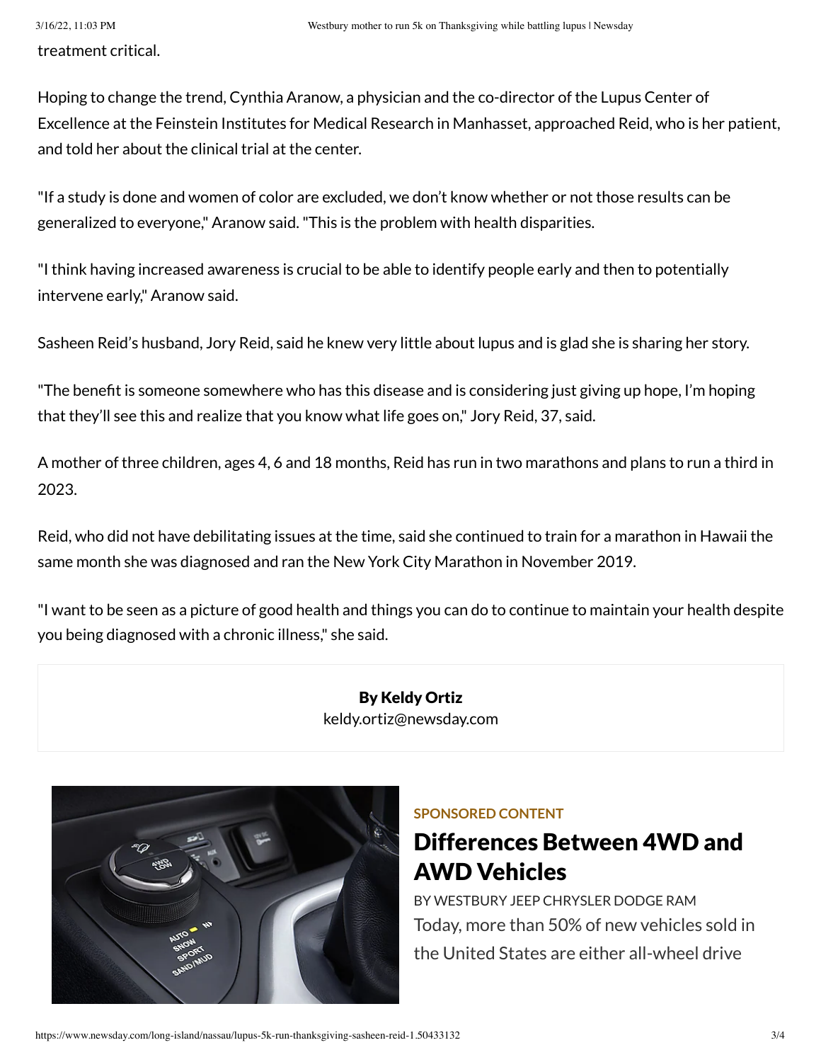treatment critical.

Hoping to change the trend, Cynthia Aranow, a physician and the co-director of the Lupus Center of Excellence at the Feinstein Institutes for Medical Research in Manhasset, approached Reid, who is her patient, and told her about the clinical trial at the center.

"If a study is done and women of color are excluded, we don't know whether or not those results can be generalized to everyone," Aranow said. "This is the problem with health disparities.

"I think having increased awareness is crucial to be able to identify people early and then to potentially intervene early," Aranow said.

Sasheen Reid's husband, Jory Reid, said he knew very little about lupus and is glad she is sharing her story.

"The benefit is someone somewhere who has this disease and is considering just giving up hope, I'm hoping that they'll see this and realize that you know what life goes on," Jory Reid, 37, said.

A mother of three children, ages 4, 6 and 18 months, Reid has run in two marathons and plans to run a third in 2023.

Reid, who did not have debilitating issues at the time, said she continued to train for a marathon in Hawaii the same month she was diagnosed and ran the New York City Marathon in November 2019.

"I want to be seen as a picture of good health and things you can do to continue to maintain your health despite you being diagnosed with a chronic illness," she said.

**By Keldy Ortiz**
keldy.ortiz@newsday.com

SPONSORED CONTENT

## Differences Between 4WD and AWD Vehicles

BY WESTBURY JEEP CHRYSLER DODGE RAM

Today, more than 50% of new vehicles sold in the United States are either all-wheel drive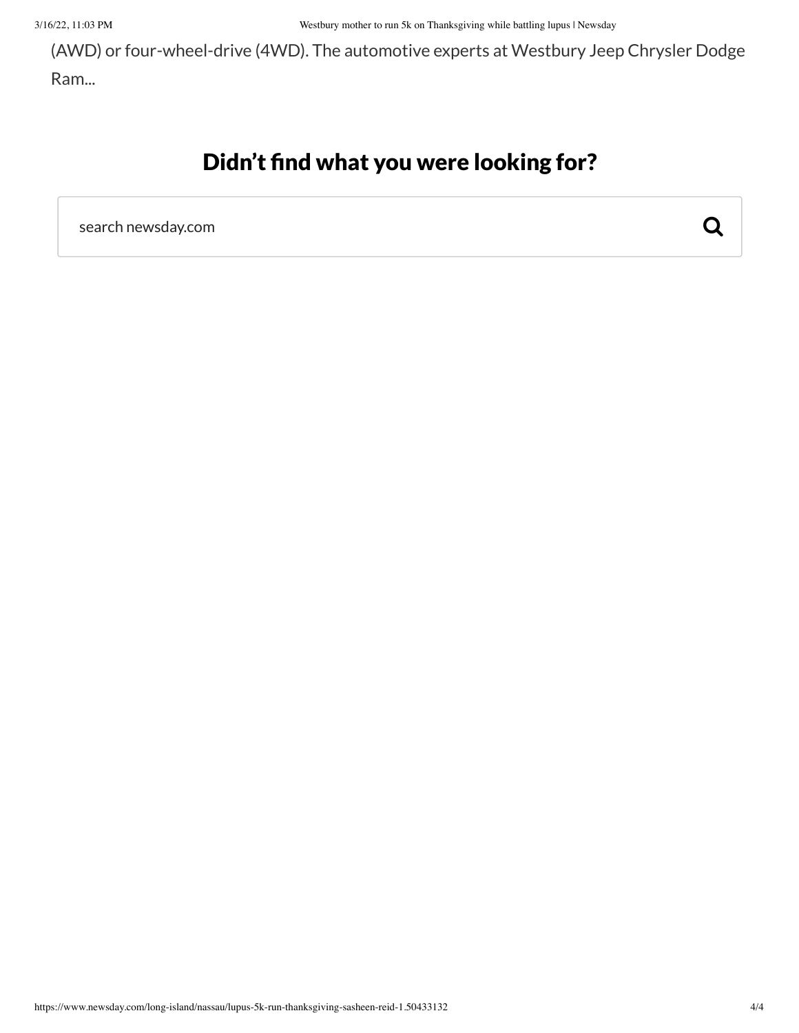(AWD) or four-wheel-drive (4WD). The automotive experts at Westbury Jeep Chrysler Dodge Ram...

## Didn't find what you were looking for?

search newsday.com